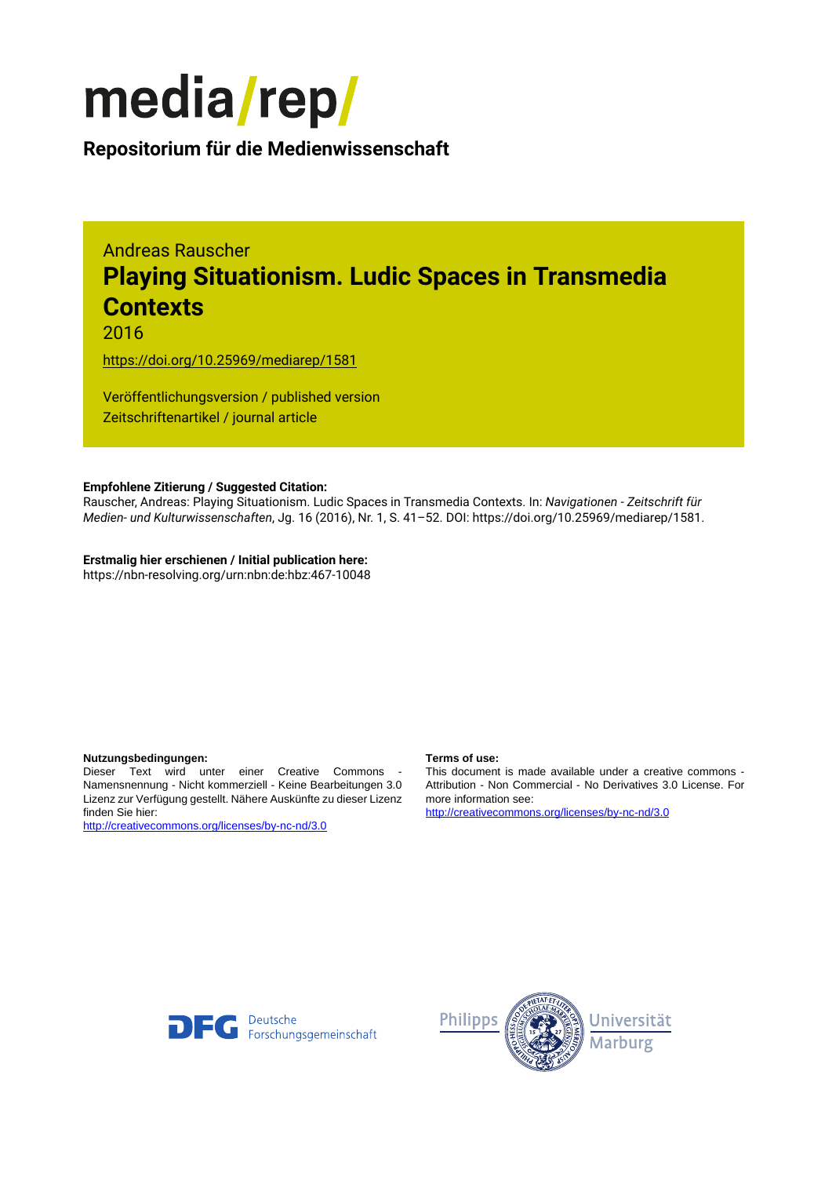# media/rep/

**Repositorium für die Medienwissenschaft**

Andreas Rauscher

## Playing Situationism. Ludic Spaces in Transmedia Contexts

2016

https://doi.org/10.25969/mediarep/1581

Veröffentlichungsversion / published version
Zeitschriftenartikel / journal article

**Empfohlene Zitierung / Suggested Citation:**
Rauscher, Andreas: Playing Situationism. Ludic Spaces in Transmedia Contexts. In: *Navigationen - Zeitschrift für Medien- und Kulturwissenschaften*, Jg. 16 (2016), Nr. 1, S. 41–52. DOI: https://doi.org/10.25969/mediarep/1581.

**Erstmalig hier erschienen / Initial publication here:**
https://nbn-resolving.org/urn:nbn:de:hbz:467-10048

**Nutzungsbedingungen:**
Dieser Text wird unter einer Creative Commons - Namensnennung - Nicht kommerziell - Keine Bearbeitungen 3.0 Lizenz zur Verfügung gestellt. Nähere Auskünfte zu dieser Lizenz finden Sie hier:
http://creativecommons.org/licenses/by-nc-nd/3.0

**Terms of use:**
This document is made available under a creative commons - Attribution - Non Commercial - No Derivatives 3.0 License. For more information see:
http://creativecommons.org/licenses/by-nc-nd/3.0

DFG Deutsche Forschungsgemeinschaft

Philipps Universität Marburg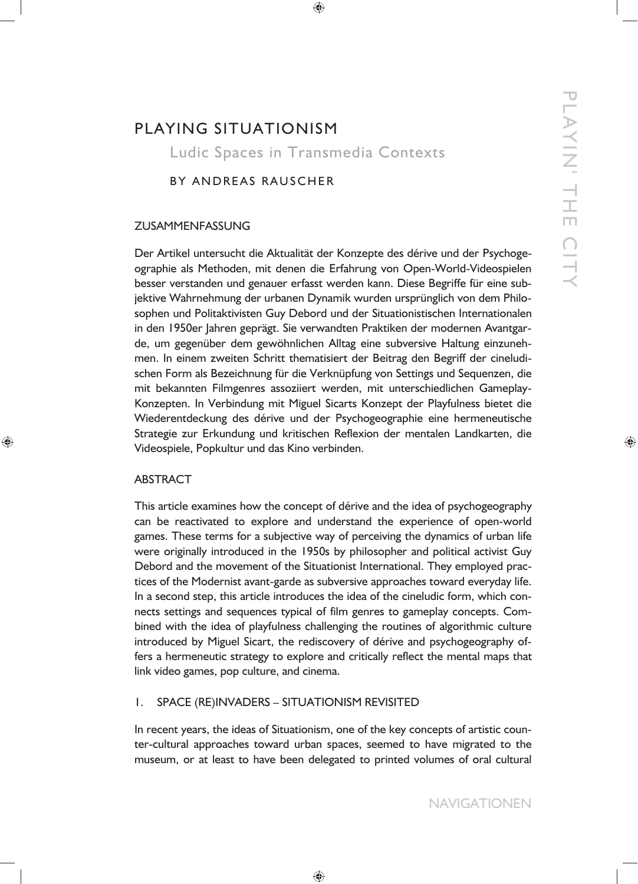# PLAYING SITUATIONISM

## Ludic Spaces in Transmedia Contexts

BY ANDREAS RAUSCHER

### ZUSAMMENFASSUNG

Der Artikel untersucht die Aktualität der Konzepte des dérive und der Psychogeographie als Methoden, mit denen die Erfahrung von Open-World-Videospielen besser verstanden und genauer erfasst werden kann. Diese Begriffe für eine subjektive Wahrnehmung der urbanen Dynamik wurden ursprünglich von dem Philosophen und Politaktivisten Guy Debord und der Situationistischen Internationalen in den 1950er Jahren geprägt. Sie verwandten Praktiken der modernen Avantgarde, um gegenüber dem gewöhnlichen Alltag eine subversive Haltung einzunehmen. In einem zweiten Schritt thematisiert der Beitrag den Begriff der cineludischen Form als Bezeichnung für die Verknüpfung von Settings und Sequenzen, die mit bekannten Filmgenres assoziiert werden, mit unterschiedlichen Gameplay-Konzepten. In Verbindung mit Miguel Sicarts Konzept der Playfulness bietet die Wiederentdeckung des dérive und der Psychogeographie eine hermeneutische Strategie zur Erkundung und kritischen Reflexion der mentalen Landkarten, die Videospiele, Popkultur und das Kino verbinden.

### ABSTRACT

This article examines how the concept of dérive and the idea of psychogeography can be reactivated to explore and understand the experience of open-world games. These terms for a subjective way of perceiving the dynamics of urban life were originally introduced in the 1950s by philosopher and political activist Guy Debord and the movement of the Situationist International. They employed practices of the Modernist avant-garde as subversive approaches toward everyday life. In a second step, this article introduces the idea of the cineludic form, which connects settings and sequences typical of film genres to gameplay concepts. Combined with the idea of playfulness challenging the routines of algorithmic culture introduced by Miguel Sicart, the rediscovery of dérive and psychogeography offers a hermeneutic strategy to explore and critically reflect the mental maps that link video games, pop culture, and cinema.

### 1. SPACE (RE)INVADERS – SITUATIONISM REVISITED

In recent years, the ideas of Situationism, one of the key concepts of artistic counter-cultural approaches toward urban spaces, seemed to have migrated to the museum, or at least to have been delegated to printed volumes of oral cultural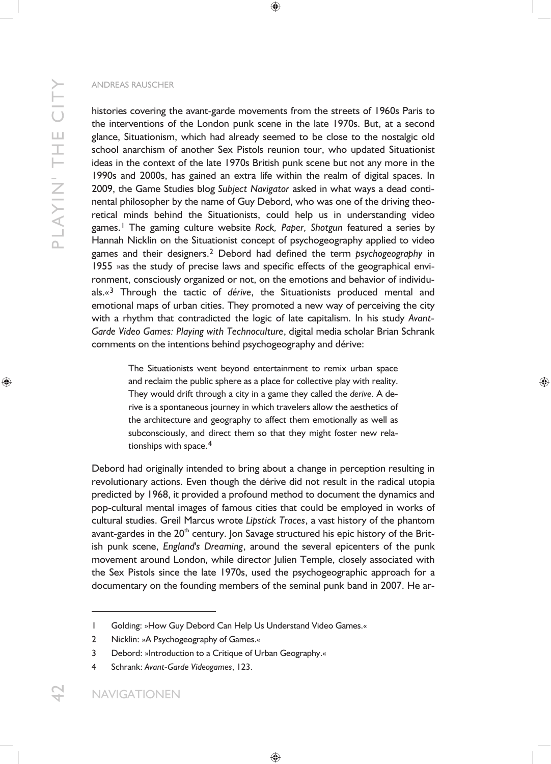histories covering the avant-garde movements from the streets of 1960s Paris to the interventions of the London punk scene in the late 1970s. But, at a second glance, Situationism, which had already seemed to be close to the nostalgic old school anarchism of another Sex Pistols reunion tour, who updated Situationist ideas in the context of the late 1970s British punk scene but not any more in the 1990s and 2000s, has gained an extra life within the realm of digital spaces. In 2009, the Game Studies blog *Subject Navigator* asked in what ways a dead continental philosopher by the name of Guy Debord, who was one of the driving theoretical minds behind the Situationists, could help us in understanding video games.[1] The gaming culture website *Rock, Paper, Shotgun* featured a series by Hannah Nicklin on the Situationist concept of psychogeography applied to video games and their designers.[2] Debord had defined the term *psychogeography* in 1955 »as the study of precise laws and specific effects of the geographical environment, consciously organized or not, on the emotions and behavior of individuals.«[3] Through the tactic of *dérive*, the Situationists produced mental and emotional maps of urban cities. They promoted a new way of perceiving the city with a rhythm that contradicted the logic of late capitalism. In his study *Avant-Garde Video Games: Playing with Technoculture*, digital media scholar Brian Schrank comments on the intentions behind psychogeography and dérive:

> The Situationists went beyond entertainment to remix urban space and reclaim the public sphere as a place for collective play with reality. They would drift through a city in a game they called the *derive*. A derive is a spontaneous journey in which travelers allow the aesthetics of the architecture and geography to affect them emotionally as well as subconsciously, and direct them so that they might foster new relationships with space.[4]

Debord had originally intended to bring about a change in perception resulting in revolutionary actions. Even though the dérive did not result in the radical utopia predicted by 1968, it provided a profound method to document the dynamics and pop-cultural mental images of famous cities that could be employed in works of cultural studies. Greil Marcus wrote *Lipstick Traces*, a vast history of the phantom avant-gardes in the 20th century. Jon Savage structured his epic history of the British punk scene, *England's Dreaming*, around the several epicenters of the punk movement around London, while director Julien Temple, closely associated with the Sex Pistols since the late 1970s, used the psychogeographic approach for a documentary on the founding members of the seminal punk band in 2007. He ar-

---

1 Golding: »How Guy Debord Can Help Us Understand Video Games.«

2 Nicklin: »A Psychogeography of Games.«

3 Debord: »Introduction to a Critique of Urban Geography.«

4 Schrank: *Avant-Garde Videogames*, 123.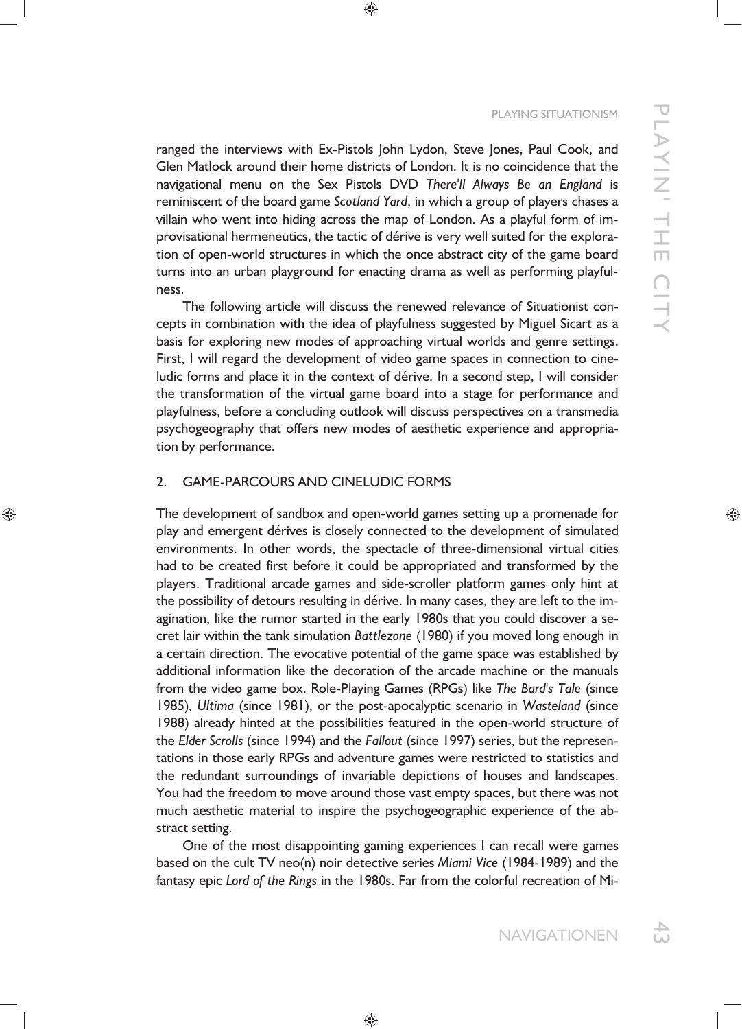ranged the interviews with Ex-Pistols John Lydon, Steve Jones, Paul Cook, and Glen Matlock around their home districts of London. It is no coincidence that the navigational menu on the Sex Pistols DVD *There'll Always Be an England* is reminiscent of the board game *Scotland Yard*, in which a group of players chases a villain who went into hiding across the map of London. As a playful form of improvisational hermeneutics, the tactic of dérive is very well suited for the exploration of open-world structures in which the once abstract city of the game board turns into an urban playground for enacting drama as well as performing playfulness.

The following article will discuss the renewed relevance of Situationist concepts in combination with the idea of playfulness suggested by Miguel Sicart as a basis for exploring new modes of approaching virtual worlds and genre settings. First, I will regard the development of video game spaces in connection to cineludic forms and place it in the context of dérive. In a second step, I will consider the transformation of the virtual game board into a stage for performance and playfulness, before a concluding outlook will discuss perspectives on a transmedia psychogeography that offers new modes of aesthetic experience and appropriation by performance.

## 2. GAME-PARCOURS AND CINELUDIC FORMS

The development of sandbox and open-world games setting up a promenade for play and emergent dérives is closely connected to the development of simulated environments. In other words, the spectacle of three-dimensional virtual cities had to be created first before it could be appropriated and transformed by the players. Traditional arcade games and side-scroller platform games only hint at the possibility of detours resulting in dérive. In many cases, they are left to the imagination, like the rumor started in the early 1980s that you could discover a secret lair within the tank simulation *Battlezone* (1980) if you moved long enough in a certain direction. The evocative potential of the game space was established by additional information like the decoration of the arcade machine or the manuals from the video game box. Role-Playing Games (RPGs) like *The Bard's Tale* (since 1985), *Ultima* (since 1981), or the post-apocalyptic scenario in *Wasteland* (since 1988) already hinted at the possibilities featured in the open-world structure of the *Elder Scrolls* (since 1994) and the *Fallout* (since 1997) series, but the representations in those early RPGs and adventure games were restricted to statistics and the redundant surroundings of invariable depictions of houses and landscapes. You had the freedom to move around those vast empty spaces, but there was not much aesthetic material to inspire the psychogeographic experience of the abstract setting.

One of the most disappointing gaming experiences I can recall were games based on the cult TV neo(n) noir detective series *Miami Vice* (1984-1989) and the fantasy epic *Lord of the Rings* in the 1980s. Far from the colorful recreation of Mi-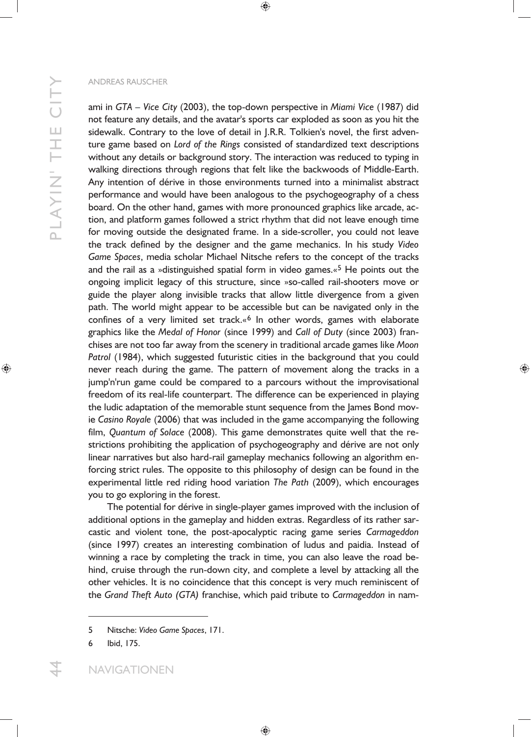ami in *GTA – Vice City* (2003), the top-down perspective in *Miami Vice* (1987) did not feature any details, and the avatar's sports car exploded as soon as you hit the sidewalk. Contrary to the love of detail in J.R.R. Tolkien's novel, the first adventure game based on *Lord of the Rings* consisted of standardized text descriptions without any details or background story. The interaction was reduced to typing in walking directions through regions that felt like the backwoods of Middle-Earth. Any intention of dérive in those environments turned into a minimalist abstract performance and would have been analogous to the psychogeography of a chess board. On the other hand, games with more pronounced graphics like arcade, action, and platform games followed a strict rhythm that did not leave enough time for moving outside the designated frame. In a side-scroller, you could not leave the track defined by the designer and the game mechanics. In his study *Video Game Spaces*, media scholar Michael Nitsche refers to the concept of the tracks and the rail as a »distinguished spatial form in video games.«[5] He points out the ongoing implicit legacy of this structure, since »so-called rail-shooters move or guide the player along invisible tracks that allow little divergence from a given path. The world might appear to be accessible but can be navigated only in the confines of a very limited set track.«[6] In other words, games with elaborate graphics like the *Medal of Honor* (since 1999) and *Call of Duty* (since 2003) franchises are not too far away from the scenery in traditional arcade games like *Moon Patrol* (1984), which suggested futuristic cities in the background that you could never reach during the game. The pattern of movement along the tracks in a jump'n'run game could be compared to a parcours without the improvisational freedom of its real-life counterpart. The difference can be experienced in playing the ludic adaptation of the memorable stunt sequence from the James Bond movie *Casino Royale* (2006) that was included in the game accompanying the following film, *Quantum of Solace* (2008). This game demonstrates quite well that the restrictions prohibiting the application of psychogeography and dérive are not only linear narratives but also hard-rail gameplay mechanics following an algorithm enforcing strict rules. The opposite to this philosophy of design can be found in the experimental little red riding hood variation *The Path* (2009), which encourages you to go exploring in the forest.

The potential for dérive in single-player games improved with the inclusion of additional options in the gameplay and hidden extras. Regardless of its rather sarcastic and violent tone, the post-apocalyptic racing game series *Carmageddon* (since 1997) creates an interesting combination of ludus and paidia. Instead of winning a race by completing the track in time, you can also leave the road behind, cruise through the run-down city, and complete a level by attacking all the other vehicles. It is no coincidence that this concept is very much reminiscent of the *Grand Theft Auto (GTA)* franchise, which paid tribute to *Carmageddon* in nam-

---

5 Nitsche: *Video Game Spaces*, 171.

6 Ibid, 175.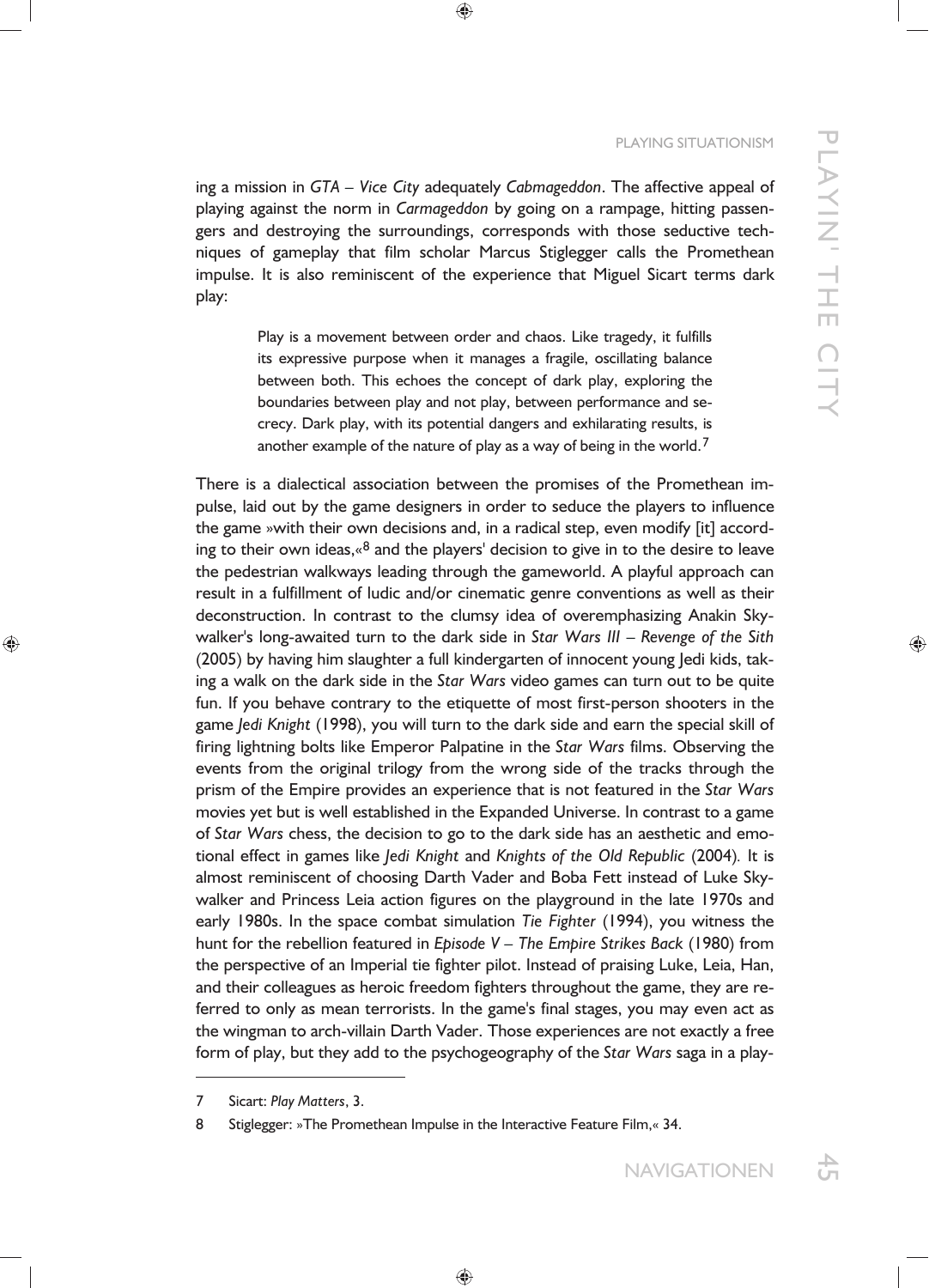ing a mission in *GTA – Vice City* adequately *Cabmageddon*. The affective appeal of playing against the norm in *Carmageddon* by going on a rampage, hitting passengers and destroying the surroundings, corresponds with those seductive techniques of gameplay that film scholar Marcus Stiglegger calls the Promethean impulse. It is also reminiscent of the experience that Miguel Sicart terms dark play:

> Play is a movement between order and chaos. Like tragedy, it fulfills its expressive purpose when it manages a fragile, oscillating balance between both. This echoes the concept of dark play, exploring the boundaries between play and not play, between performance and secrecy. Dark play, with its potential dangers and exhilarating results, is another example of the nature of play as a way of being in the world.[7]

There is a dialectical association between the promises of the Promethean impulse, laid out by the game designers in order to seduce the players to influence the game »with their own decisions and, in a radical step, even modify [it] according to their own ideas,«[8] and the players' decision to give in to the desire to leave the pedestrian walkways leading through the gameworld. A playful approach can result in a fulfillment of ludic and/or cinematic genre conventions as well as their deconstruction. In contrast to the clumsy idea of overemphasizing Anakin Skywalker's long-awaited turn to the dark side in *Star Wars III – Revenge of the Sith* (2005) by having him slaughter a full kindergarten of innocent young Jedi kids, taking a walk on the dark side in the *Star Wars* video games can turn out to be quite fun. If you behave contrary to the etiquette of most first-person shooters in the game *Jedi Knight* (1998), you will turn to the dark side and earn the special skill of firing lightning bolts like Emperor Palpatine in the *Star Wars* films. Observing the events from the original trilogy from the wrong side of the tracks through the prism of the Empire provides an experience that is not featured in the *Star Wars* movies yet but is well established in the Expanded Universe. In contrast to a game of *Star Wars* chess, the decision to go to the dark side has an aesthetic and emotional effect in games like *Jedi Knight* and *Knights of the Old Republic* (2004). It is almost reminiscent of choosing Darth Vader and Boba Fett instead of Luke Skywalker and Princess Leia action figures on the playground in the late 1970s and early 1980s. In the space combat simulation *Tie Fighter* (1994), you witness the hunt for the rebellion featured in *Episode V – The Empire Strikes Back* (1980) from the perspective of an Imperial tie fighter pilot. Instead of praising Luke, Leia, Han, and their colleagues as heroic freedom fighters throughout the game, they are referred to only as mean terrorists. In the game's final stages, you may even act as the wingman to arch-villain Darth Vader. Those experiences are not exactly a free form of play, but they add to the psychogeography of the *Star Wars* saga in a play-

---

7 Sicart: *Play Matters*, 3.

8 Stiglegger: »The Promethean Impulse in the Interactive Feature Film,« 34.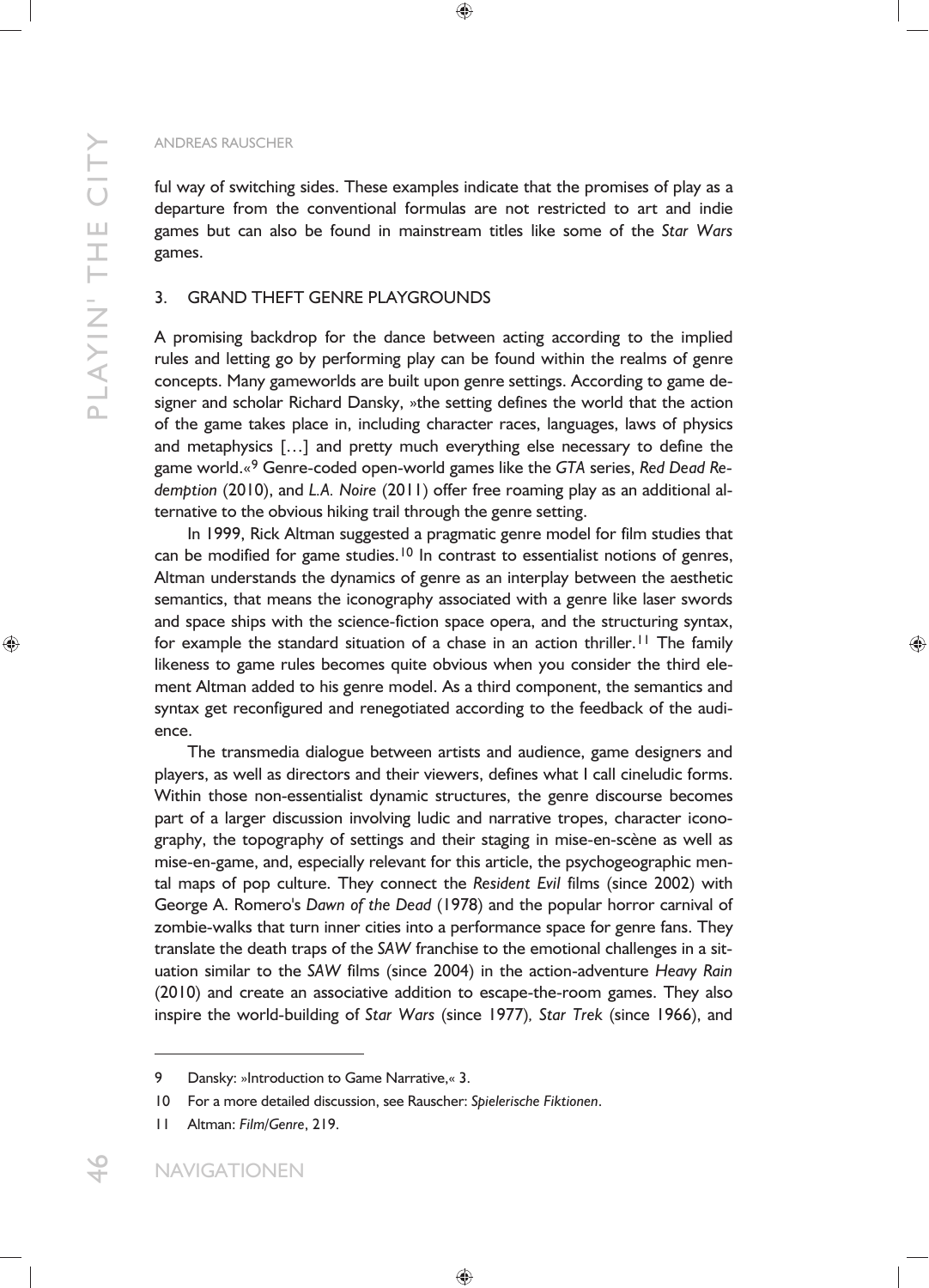ful way of switching sides. These examples indicate that the promises of play as a departure from the conventional formulas are not restricted to art and indie games but can also be found in mainstream titles like some of the *Star Wars* games.

## 3. Grand Theft Genre Playgrounds

A promising backdrop for the dance between acting according to the implied rules and letting go by performing play can be found within the realms of genre concepts. Many gameworlds are built upon genre settings. According to game designer and scholar Richard Dansky, »the setting defines the world that the action of the game takes place in, including character races, languages, laws of physics and metaphysics […] and pretty much everything else necessary to define the game world.«[9] Genre-coded open-world games like the *GTA* series, *Red Dead Redemption* (2010), and *L.A. Noire* (2011) offer free roaming play as an additional alternative to the obvious hiking trail through the genre setting.

In 1999, Rick Altman suggested a pragmatic genre model for film studies that can be modified for game studies.[10] In contrast to essentialist notions of genres, Altman understands the dynamics of genre as an interplay between the aesthetic semantics, that means the iconography associated with a genre like laser swords and space ships with the science-fiction space opera, and the structuring syntax, for example the standard situation of a chase in an action thriller.[11] The family likeness to game rules becomes quite obvious when you consider the third element Altman added to his genre model. As a third component, the semantics and syntax get reconfigured and renegotiated according to the feedback of the audience.

The transmedia dialogue between artists and audience, game designers and players, as well as directors and their viewers, defines what I call cineludic forms. Within those non-essentialist dynamic structures, the genre discourse becomes part of a larger discussion involving ludic and narrative tropes, character iconography, the topography of settings and their staging in mise-en-scène as well as mise-en-game, and, especially relevant for this article, the psychogeographic mental maps of pop culture. They connect the *Resident Evil* films (since 2002) with George A. Romero's *Dawn of the Dead* (1978) and the popular horror carnival of zombie-walks that turn inner cities into a performance space for genre fans. They translate the death traps of the *SAW* franchise to the emotional challenges in a situation similar to the *SAW* films (since 2004) in the action-adventure *Heavy Rain* (2010) and create an associative addition to escape-the-room games. They also inspire the world-building of *Star Wars* (since 1977), *Star Trek* (since 1966), and

---

9 Dansky: »Introduction to Game Narrative,« 3.

10 For a more detailed discussion, see Rauscher: *Spielerische Fiktionen*.

11 Altman: *Film/Genre*, 219.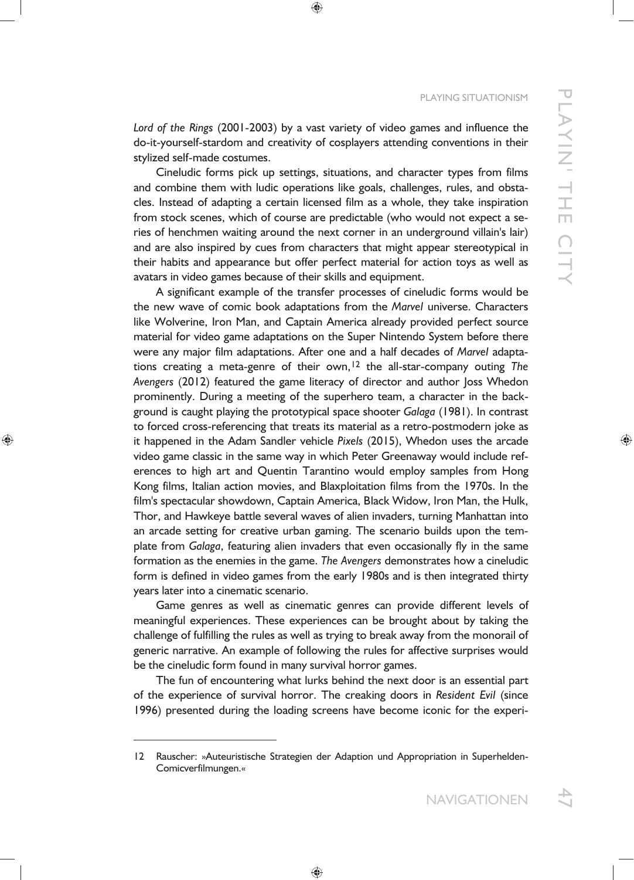*Lord of the Rings* (2001-2003) by a vast variety of video games and influence the do-it-yourself-stardom and creativity of cosplayers attending conventions in their stylized self-made costumes.

Cineludic forms pick up settings, situations, and character types from films and combine them with ludic operations like goals, challenges, rules, and obstacles. Instead of adapting a certain licensed film as a whole, they take inspiration from stock scenes, which of course are predictable (who would not expect a series of henchmen waiting around the next corner in an underground villain's lair) and are also inspired by cues from characters that might appear stereotypical in their habits and appearance but offer perfect material for action toys as well as avatars in video games because of their skills and equipment.

A significant example of the transfer processes of cineludic forms would be the new wave of comic book adaptations from the *Marvel* universe. Characters like Wolverine, Iron Man, and Captain America already provided perfect source material for video game adaptations on the Super Nintendo System before there were any major film adaptations. After one and a half decades of *Marvel* adaptations creating a meta-genre of their own,[12] the all-star-company outing *The Avengers* (2012) featured the game literacy of director and author Joss Whedon prominently. During a meeting of the superhero team, a character in the background is caught playing the prototypical space shooter *Galaga* (1981). In contrast to forced cross-referencing that treats its material as a retro-postmodern joke as it happened in the Adam Sandler vehicle *Pixels* (2015), Whedon uses the arcade video game classic in the same way in which Peter Greenaway would include references to high art and Quentin Tarantino would employ samples from Hong Kong films, Italian action movies, and Blaxploitation films from the 1970s. In the film's spectacular showdown, Captain America, Black Widow, Iron Man, the Hulk, Thor, and Hawkeye battle several waves of alien invaders, turning Manhattan into an arcade setting for creative urban gaming. The scenario builds upon the template from *Galaga*, featuring alien invaders that even occasionally fly in the same formation as the enemies in the game. *The Avengers* demonstrates how a cineludic form is defined in video games from the early 1980s and is then integrated thirty years later into a cinematic scenario.

Game genres as well as cinematic genres can provide different levels of meaningful experiences. These experiences can be brought about by taking the challenge of fulfilling the rules as well as trying to break away from the monorail of generic narrative. An example of following the rules for affective surprises would be the cineludic form found in many survival horror games.

The fun of encountering what lurks behind the next door is an essential part of the experience of survival horror. The creaking doors in *Resident Evil* (since 1996) presented during the loading screens have become iconic for the experi-

---

12 Rauscher: »Auteuristische Strategien der Adaption und Appropriation in Superhelden-Comicverfilmungen.«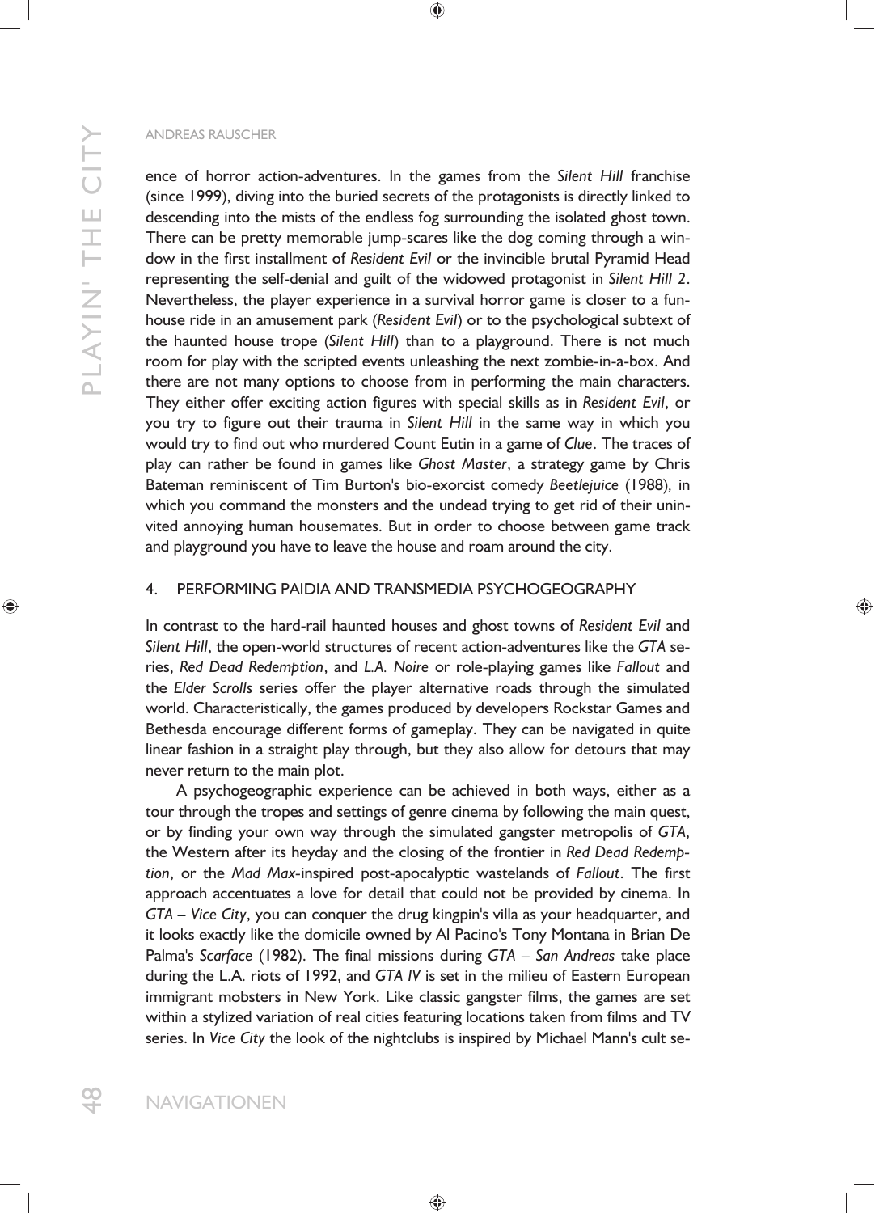ence of horror action-adventures. In the games from the *Silent Hill* franchise (since 1999), diving into the buried secrets of the protagonists is directly linked to descending into the mists of the endless fog surrounding the isolated ghost town. There can be pretty memorable jump-scares like the dog coming through a window in the first installment of *Resident Evil* or the invincible brutal Pyramid Head representing the self-denial and guilt of the widowed protagonist in *Silent Hill 2*. Nevertheless, the player experience in a survival horror game is closer to a funhouse ride in an amusement park (*Resident Evil*) or to the psychological subtext of the haunted house trope (*Silent Hill*) than to a playground. There is not much room for play with the scripted events unleashing the next zombie-in-a-box. And there are not many options to choose from in performing the main characters. They either offer exciting action figures with special skills as in *Resident Evil*, or you try to figure out their trauma in *Silent Hill* in the same way in which you would try to find out who murdered Count Eutin in a game of *Clue*. The traces of play can rather be found in games like *Ghost Master*, a strategy game by Chris Bateman reminiscent of Tim Burton's bio-exorcist comedy *Beetlejuice* (1988), in which you command the monsters and the undead trying to get rid of their uninvited annoying human housemates. But in order to choose between game track and playground you have to leave the house and roam around the city.

## 4. PERFORMING PAIDIA AND TRANSMEDIA PSYCHOGEOGRAPHY

In contrast to the hard-rail haunted houses and ghost towns of *Resident Evil* and *Silent Hill*, the open-world structures of recent action-adventures like the *GTA* series, *Red Dead Redemption*, and *L.A. Noire* or role-playing games like *Fallout* and the *Elder Scrolls* series offer the player alternative roads through the simulated world. Characteristically, the games produced by developers Rockstar Games and Bethesda encourage different forms of gameplay. They can be navigated in quite linear fashion in a straight play through, but they also allow for detours that may never return to the main plot.

A psychogeographic experience can be achieved in both ways, either as a tour through the tropes and settings of genre cinema by following the main quest, or by finding your own way through the simulated gangster metropolis of *GTA*, the Western after its heyday and the closing of the frontier in *Red Dead Redemption*, or the *Mad Max*-inspired post-apocalyptic wastelands of *Fallout*. The first approach accentuates a love for detail that could not be provided by cinema. In *GTA – Vice City*, you can conquer the drug kingpin's villa as your headquarter, and it looks exactly like the domicile owned by Al Pacino's Tony Montana in Brian De Palma's *Scarface* (1982). The final missions during *GTA – San Andreas* take place during the L.A. riots of 1992, and *GTA IV* is set in the milieu of Eastern European immigrant mobsters in New York. Like classic gangster films, the games are set within a stylized variation of real cities featuring locations taken from films and TV series. In *Vice City* the look of the nightclubs is inspired by Michael Mann's cult se-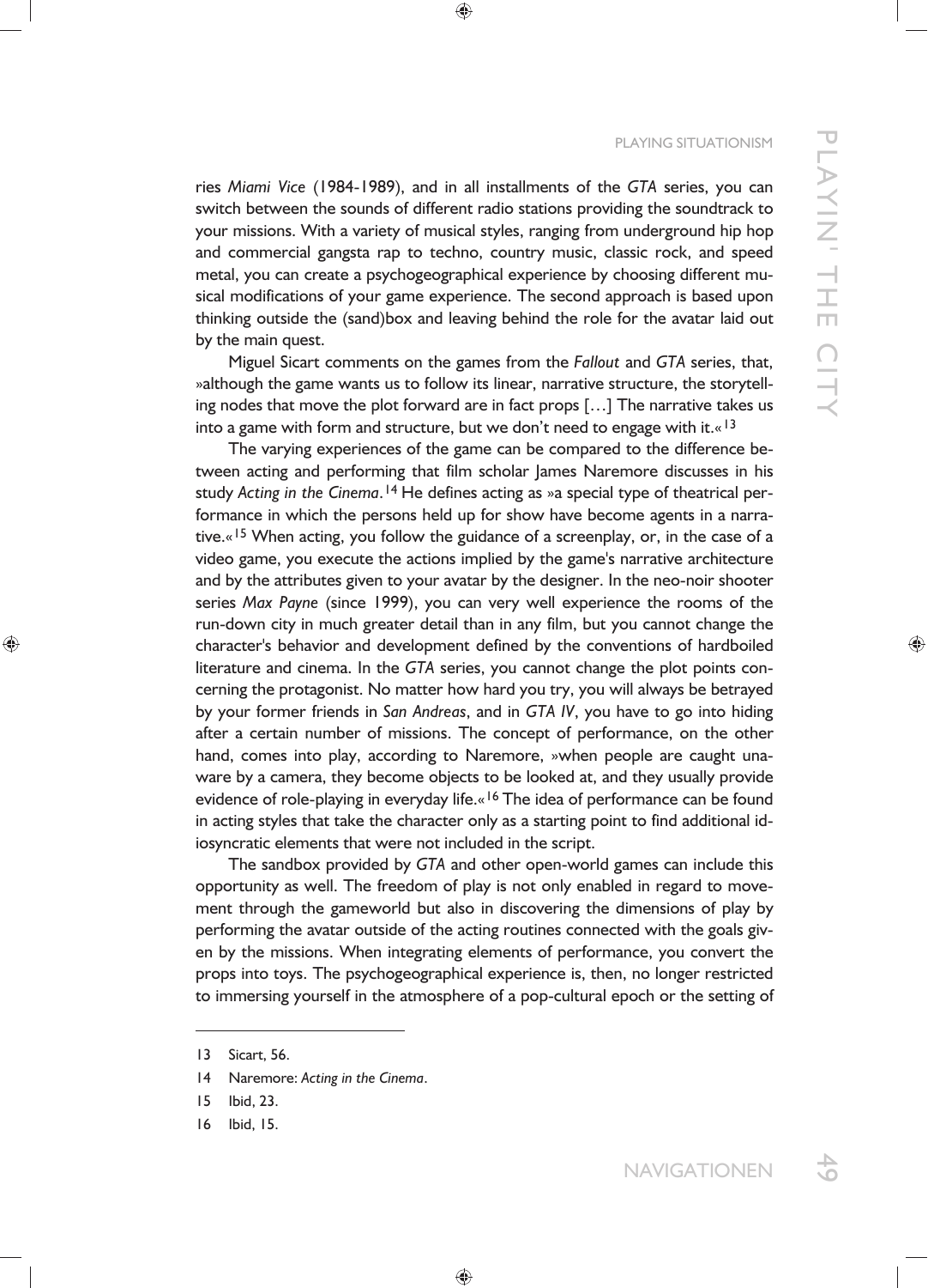ries *Miami Vice* (1984-1989), and in all installments of the *GTA* series, you can switch between the sounds of different radio stations providing the soundtrack to your missions. With a variety of musical styles, ranging from underground hip hop and commercial gangsta rap to techno, country music, classic rock, and speed metal, you can create a psychogeographical experience by choosing different musical modifications of your game experience. The second approach is based upon thinking outside the (sand)box and leaving behind the role for the avatar laid out by the main quest.

Miguel Sicart comments on the games from the *Fallout* and *GTA* series, that, »although the game wants us to follow its linear, narrative structure, the storytelling nodes that move the plot forward are in fact props […] The narrative takes us into a game with form and structure, but we don't need to engage with it.«[13]

The varying experiences of the game can be compared to the difference between acting and performing that film scholar James Naremore discusses in his study *Acting in the Cinema*.[14] He defines acting as »a special type of theatrical performance in which the persons held up for show have become agents in a narrative.«[15] When acting, you follow the guidance of a screenplay, or, in the case of a video game, you execute the actions implied by the game's narrative architecture and by the attributes given to your avatar by the designer. In the neo-noir shooter series *Max Payne* (since 1999), you can very well experience the rooms of the run-down city in much greater detail than in any film, but you cannot change the character's behavior and development defined by the conventions of hardboiled literature and cinema. In the *GTA* series, you cannot change the plot points concerning the protagonist. No matter how hard you try, you will always be betrayed by your former friends in *San Andreas*, and in *GTA IV*, you have to go into hiding after a certain number of missions. The concept of performance, on the other hand, comes into play, according to Naremore, »when people are caught unaware by a camera, they become objects to be looked at, and they usually provide evidence of role-playing in everyday life.«[16] The idea of performance can be found in acting styles that take the character only as a starting point to find additional idiosyncratic elements that were not included in the script.

The sandbox provided by *GTA* and other open-world games can include this opportunity as well. The freedom of play is not only enabled in regard to movement through the gameworld but also in discovering the dimensions of play by performing the avatar outside of the acting routines connected with the goals given by the missions. When integrating elements of performance, you convert the props into toys. The psychogeographical experience is, then, no longer restricted to immersing yourself in the atmosphere of a pop-cultural epoch or the setting of

---

13 Sicart, 56.

14 Naremore: *Acting in the Cinema*.

15 Ibid, 23.

16 Ibid, 15.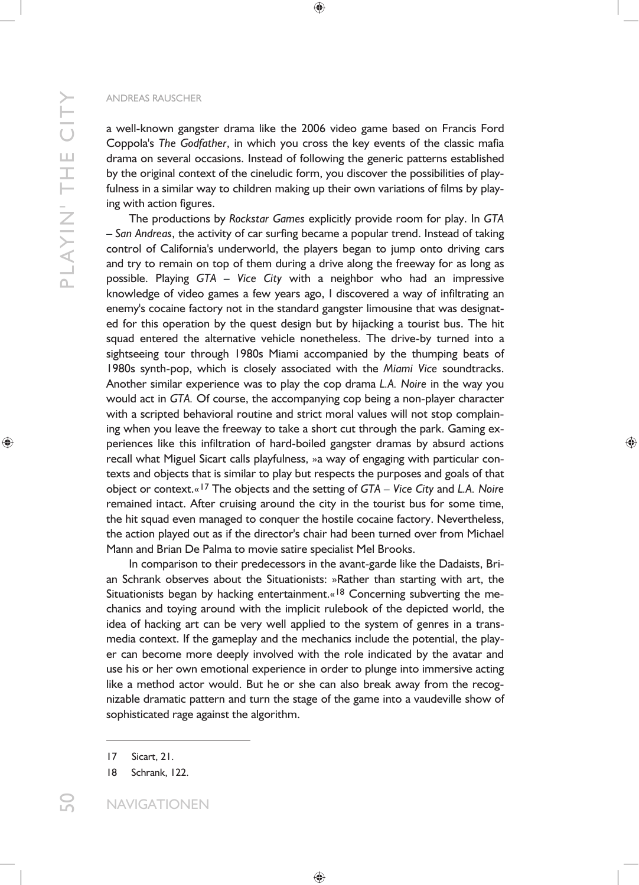a well-known gangster drama like the 2006 video game based on Francis Ford Coppola's *The Godfather*, in which you cross the key events of the classic mafia drama on several occasions. Instead of following the generic patterns established by the original context of the cineludic form, you discover the possibilities of playfulness in a similar way to children making up their own variations of films by playing with action figures.

The productions by *Rockstar Games* explicitly provide room for play. In *GTA – San Andreas*, the activity of car surfing became a popular trend. Instead of taking control of California's underworld, the players began to jump onto driving cars and try to remain on top of them during a drive along the freeway for as long as possible. Playing *GTA – Vice City* with a neighbor who had an impressive knowledge of video games a few years ago, I discovered a way of infiltrating an enemy's cocaine factory not in the standard gangster limousine that was designated for this operation by the quest design but by hijacking a tourist bus. The hit squad entered the alternative vehicle nonetheless. The drive-by turned into a sightseeing tour through 1980s Miami accompanied by the thumping beats of 1980s synth-pop, which is closely associated with the *Miami Vice* soundtracks. Another similar experience was to play the cop drama *L.A. Noire* in the way you would act in *GTA.* Of course, the accompanying cop being a non-player character with a scripted behavioral routine and strict moral values will not stop complaining when you leave the freeway to take a short cut through the park. Gaming experiences like this infiltration of hard-boiled gangster dramas by absurd actions recall what Miguel Sicart calls playfulness, »a way of engaging with particular contexts and objects that is similar to play but respects the purposes and goals of that object or context.«[17] The objects and the setting of *GTA – Vice City* and *L.A. Noire* remained intact. After cruising around the city in the tourist bus for some time, the hit squad even managed to conquer the hostile cocaine factory. Nevertheless, the action played out as if the director's chair had been turned over from Michael Mann and Brian De Palma to movie satire specialist Mel Brooks.

In comparison to their predecessors in the avant-garde like the Dadaists, Brian Schrank observes about the Situationists: »Rather than starting with art, the Situationists began by hacking entertainment.«[18] Concerning subverting the mechanics and toying around with the implicit rulebook of the depicted world, the idea of hacking art can be very well applied to the system of genres in a transmedia context. If the gameplay and the mechanics include the potential, the player can become more deeply involved with the role indicated by the avatar and use his or her own emotional experience in order to plunge into immersive acting like a method actor would. But he or she can also break away from the recognizable dramatic pattern and turn the stage of the game into a vaudeville show of sophisticated rage against the algorithm.

---

17 Sicart, 21.

18 Schrank, 122.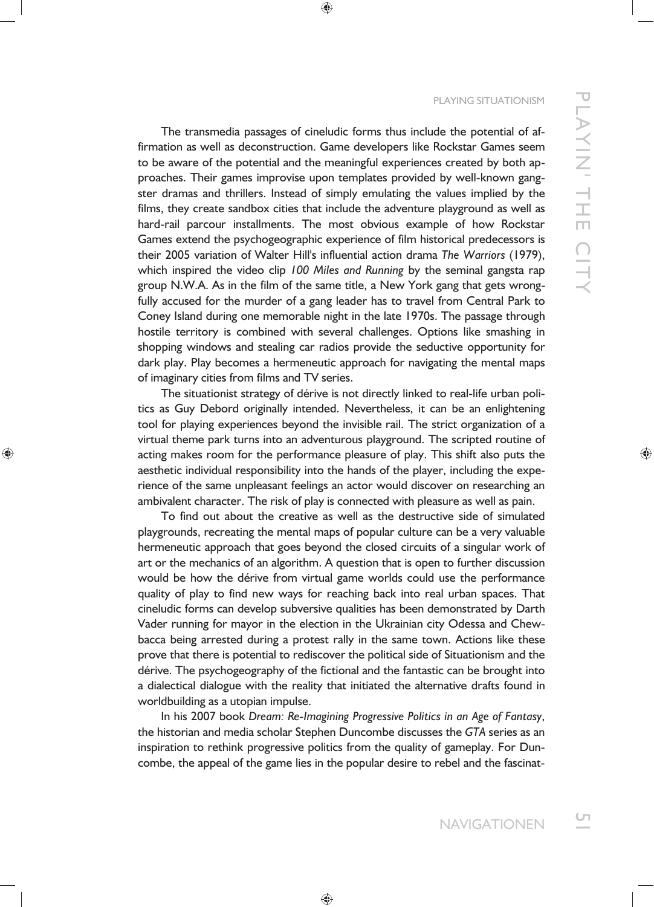The transmedia passages of cineludic forms thus include the potential of affirmation as well as deconstruction. Game developers like Rockstar Games seem to be aware of the potential and the meaningful experiences created by both approaches. Their games improvise upon templates provided by well-known gangster dramas and thrillers. Instead of simply emulating the values implied by the films, they create sandbox cities that include the adventure playground as well as hard-rail parcour installments. The most obvious example of how Rockstar Games extend the psychogeographic experience of film historical predecessors is their 2005 variation of Walter Hill's influential action drama *The Warriors* (1979), which inspired the video clip *100 Miles and Running* by the seminal gangsta rap group N.W.A. As in the film of the same title, a New York gang that gets wrongfully accused for the murder of a gang leader has to travel from Central Park to Coney Island during one memorable night in the late 1970s. The passage through hostile territory is combined with several challenges. Options like smashing in shopping windows and stealing car radios provide the seductive opportunity for dark play. Play becomes a hermeneutic approach for navigating the mental maps of imaginary cities from films and TV series.

The situationist strategy of dérive is not directly linked to real-life urban politics as Guy Debord originally intended. Nevertheless, it can be an enlightening tool for playing experiences beyond the invisible rail. The strict organization of a virtual theme park turns into an adventurous playground. The scripted routine of acting makes room for the performance pleasure of play. This shift also puts the aesthetic individual responsibility into the hands of the player, including the experience of the same unpleasant feelings an actor would discover on researching an ambivalent character. The risk of play is connected with pleasure as well as pain.

To find out about the creative as well as the destructive side of simulated playgrounds, recreating the mental maps of popular culture can be a very valuable hermeneutic approach that goes beyond the closed circuits of a singular work of art or the mechanics of an algorithm. A question that is open to further discussion would be how the dérive from virtual game worlds could use the performance quality of play to find new ways for reaching back into real urban spaces. That cineludic forms can develop subversive qualities has been demonstrated by Darth Vader running for mayor in the election in the Ukrainian city Odessa and Chewbacca being arrested during a protest rally in the same town. Actions like these prove that there is potential to rediscover the political side of Situationism and the dérive. The psychogeography of the fictional and the fantastic can be brought into a dialectical dialogue with the reality that initiated the alternative drafts found in worldbuilding as a utopian impulse.

In his 2007 book *Dream: Re-Imagining Progressive Politics in an Age of Fantasy*, the historian and media scholar Stephen Duncombe discusses the *GTA* series as an inspiration to rethink progressive politics from the quality of gameplay. For Duncombe, the appeal of the game lies in the popular desire to rebel and the fascinat-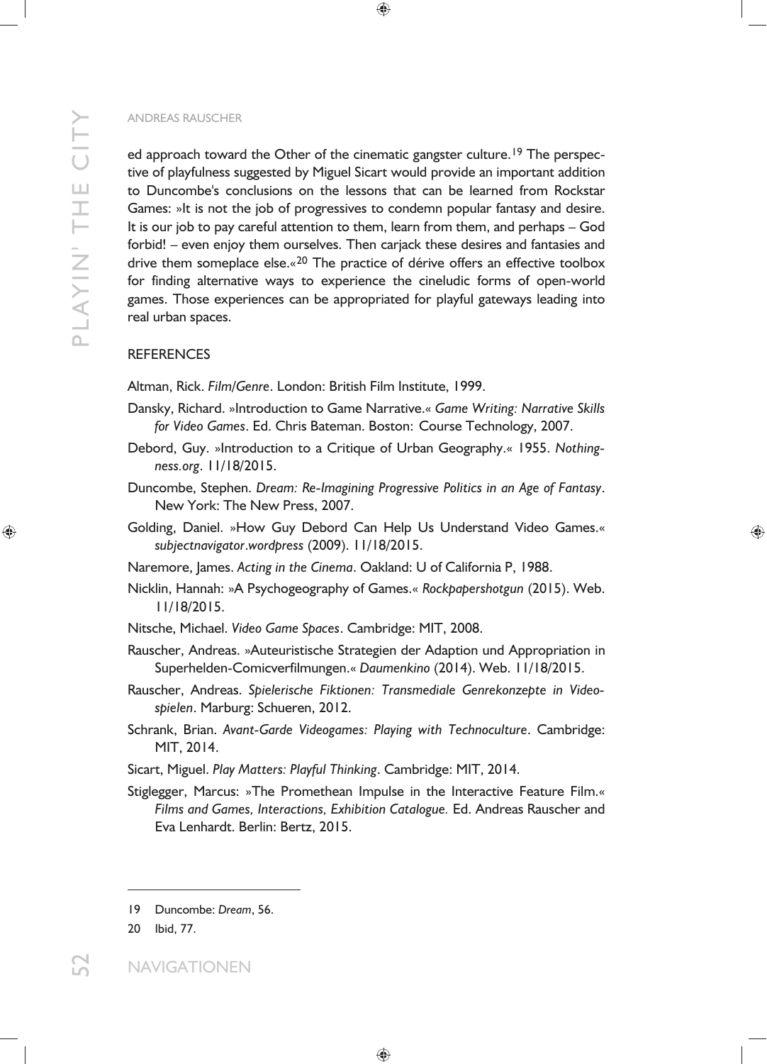ed approach toward the Other of the cinematic gangster culture.[19] The perspective of playfulness suggested by Miguel Sicart would provide an important addition to Duncombe's conclusions on the lessons that can be learned from Rockstar Games: »It is not the job of progressives to condemn popular fantasy and desire. It is our job to pay careful attention to them, learn from them, and perhaps – God forbid! – even enjoy them ourselves. Then carjack these desires and fantasies and drive them someplace else.«[20] The practice of dérive offers an effective toolbox for finding alternative ways to experience the cineludic forms of open-world games. Those experiences can be appropriated for playful gateways leading into real urban spaces.

## REFERENCES

Altman, Rick. *Film/Genre*. London: British Film Institute, 1999.

Dansky, Richard. »Introduction to Game Narrative.« *Game Writing: Narrative Skills for Video Games*. Ed. Chris Bateman. Boston: Course Technology, 2007.

Debord, Guy. »Introduction to a Critique of Urban Geography.« 1955. *Nothingness.org*. 11/18/2015.

Duncombe, Stephen. *Dream: Re-Imagining Progressive Politics in an Age of Fantasy*. New York: The New Press, 2007.

Golding, Daniel. »How Guy Debord Can Help Us Understand Video Games.« *subjectnavigator.wordpress* (2009). 11/18/2015.

Naremore, James. *Acting in the Cinema*. Oakland: U of California P, 1988.

Nicklin, Hannah: »A Psychogeography of Games.« *Rockpapershotgun* (2015). Web. 11/18/2015.

Nitsche, Michael. *Video Game Spaces*. Cambridge: MIT, 2008.

Rauscher, Andreas. »Auteuristische Strategien der Adaption und Appropriation in Superhelden-Comicverfilmungen.« *Daumenkino* (2014). Web. 11/18/2015.

Rauscher, Andreas. *Spielerische Fiktionen: Transmediale Genrekonzepte in Videospielen*. Marburg: Schueren, 2012.

Schrank, Brian. *Avant-Garde Videogames: Playing with Technoculture*. Cambridge: MIT, 2014.

Sicart, Miguel. *Play Matters: Playful Thinking*. Cambridge: MIT, 2014.

Stiglegger, Marcus: »The Promethean Impulse in the Interactive Feature Film.« *Films and Games, Interactions, Exhibition Catalogue.* Ed. Andreas Rauscher and Eva Lenhardt. Berlin: Bertz, 2015.

---

19 Duncombe: *Dream*, 56.

20 Ibid, 77.